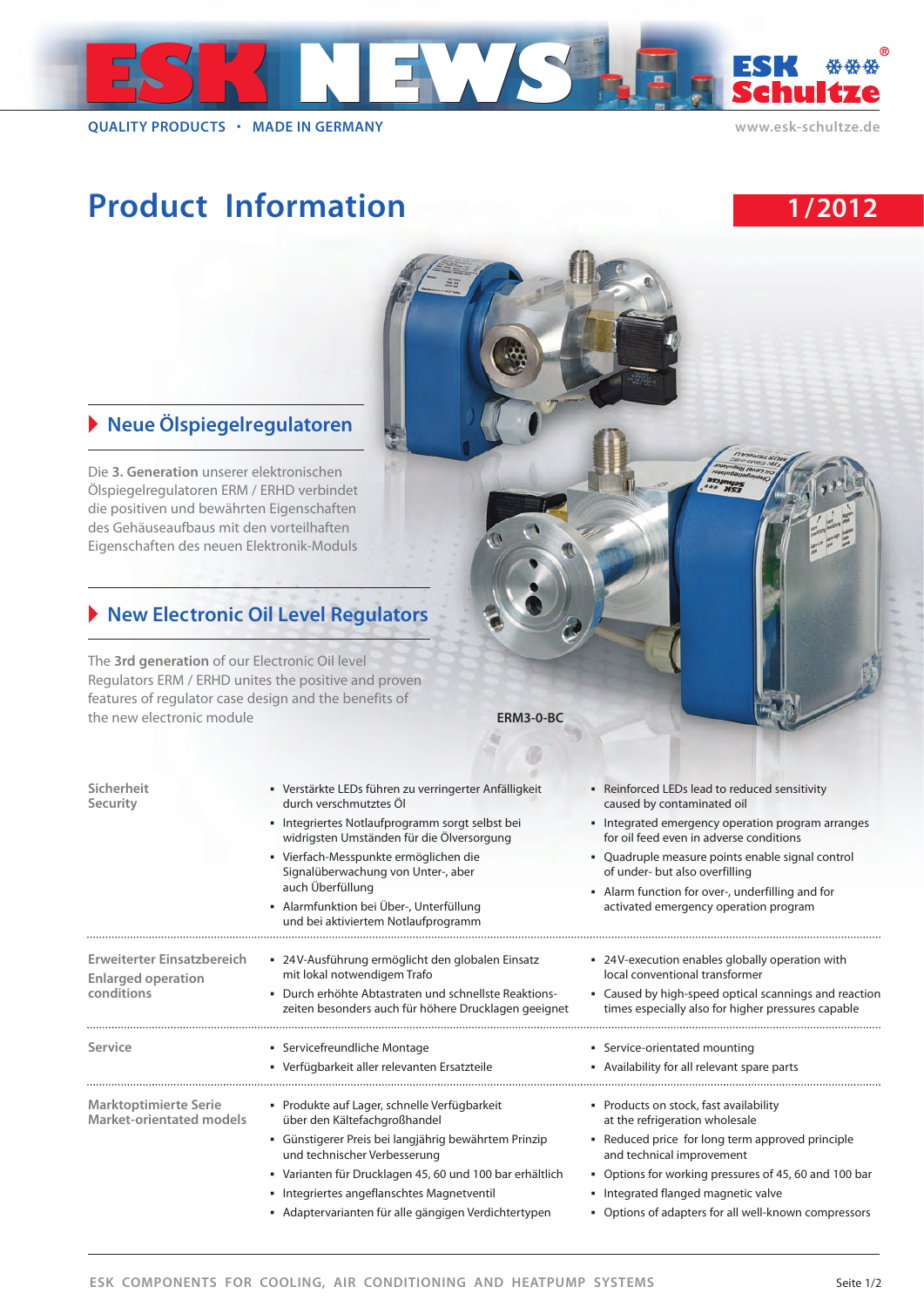# ESK NEWS

QUALITY PRODUCTS • MADE IN GERMANY

www.esk-schultze.de

# Product Information

1/2012

## Neue Ölspiegelregulatoren

Die **3. Generation** unserer elektronischen Ölspiegelregulatoren ERM / ERHD verbindet die positiven und bewährten Eigenschaften des Gehäuseaufbaus mit den vorteilhaften Eigenschaften des neuen Elektronik-Moduls

## New Electronic Oil Level Regulators

The **3rd generation** of our Electronic Oil level Regulators ERM / ERHD unites the positive and proven features of regulator case design and the benefits of the new electronic module

ERM3-0-BC

| | | |
|---|---|---|
| **Sicherheit**<br>**Security** | ▪ Verstärkte LEDs führen zu verringerter Anfälligkeit durch verschmutztes Öl<br>▪ Integriertes Notlaufprogramm sorgt selbst bei widrigsten Umständen für die Ölversorgung<br>▪ Vierfach-Messpunkte ermöglichen die Signalüberwachung von Unter-, aber auch Überfüllung<br>▪ Alarmfunktion bei Über-, Unterfüllung und bei aktiviertem Notlaufprogramm | ▪ Reinforced LEDs lead to reduced sensitivity caused by contaminated oil<br>▪ Integrated emergency operation program arranges for oil feed even in adverse conditions<br>▪ Quadruple measure points enable signal control of under- but also overfilling<br>▪ Alarm function for over-, underfilling and for activated emergency operation program |
| **Erweiterter Einsatzbereich**<br>**Enlarged operation conditions** | ▪ 24V-Ausführung ermöglicht den globalen Einsatz mit lokal notwendigem Trafo<br>▪ Durch erhöhte Abtastraten und schnellste Reaktionszeiten besonders auch für höhere Drucklagen geeignet | ▪ 24V-execution enables globally operation with local conventional transformer<br>▪ Caused by high-speed optical scannings and reaction times especially also for higher pressures capable |
| **Service** | ▪ Servicefreundliche Montage<br>▪ Verfügbarkeit aller relevanten Ersatzteile | ▪ Service-orientated mounting<br>▪ Availability for all relevant spare parts |
| **Marktoptimierte Serie**<br>**Market-orientated models** | ▪ Produkte auf Lager, schnelle Verfügbarkeit über den Kältefachgroßhandel<br>▪ Günstigerer Preis bei langjährig bewährtem Prinzip und technischer Verbesserung<br>▪ Varianten für Drucklagen 45, 60 und 100 bar erhältlich<br>▪ Integriertes angeflanschtes Magnetventil<br>▪ Adaptervarianten für alle gängigen Verdichtertypen | ▪ Products on stock, fast availability at the refrigeration wholesale<br>▪ Reduced price for long term approved principle and technical improvement<br>▪ Options for working pressures of 45, 60 and 100 bar<br>▪ Integrated flanged magnetic valve<br>▪ Options of adapters for all well-known compressors |

ESK COMPONENTS FOR COOLING, AIR CONDITIONING AND HEATPUMP SYSTEMS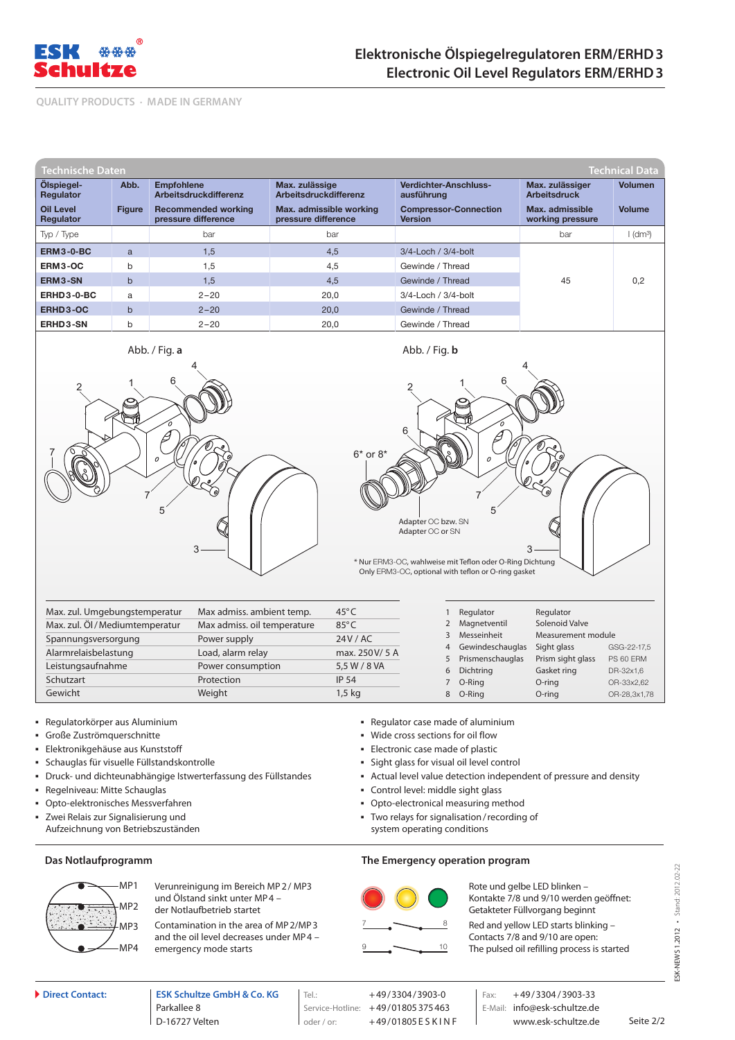# Elektronische Ölspiegelregulatoren ERM/ERHD 3
# Electronic Oil Level Regulators ERM/ERHD 3

QUALITY PRODUCTS · MADE IN GERMANY

## Technische Daten / Technical Data

| Ölspiegel-Regulator / Oil Level Regulator | Abb. / Figure | Empfohlene Arbeitsdruckdifferenz / Recommended working pressure difference | Max. zulässige Arbeitsdruckdifferenz / Max. admissible working pressure difference | Verdichter-Anschluss-ausführung / Compressor-Connection Version | Max. zulässiger Arbeitsdruck / Max. admissible working pressure | Volumen / Volume |
|---|---|---|---|---|---|---|
| Typ / Type | | bar | bar | | bar | l (dm³) |
| **ERM3-0-BC** | a | 1,5 | 4,5 | 3/4-Loch / 3/4-bolt | 45 | 0,2 |
| **ERM3-OC** | b | 1,5 | 4,5 | Gewinde / Thread | 45 | 0,2 |
| **ERM3-SN** | b | 1,5 | 4,5 | Gewinde / Thread | 45 | 0,2 |
| **ERHD3-0-BC** | a | 2–20 | 20,0 | 3/4-Loch / 3/4-bolt | 45 | 0,2 |
| **ERHD3-OC** | b | 2–20 | 20,0 | Gewinde / Thread | 45 | 0,2 |
| **ERHD3-SN** | b | 2–20 | 20,0 | Gewinde / Thread | 45 | 0,2 |

Abb. / Fig. **a**

4, 2, 1, 6, 7, 7, 5, 3

Abb. / Fig. **b**

4, 2, 1, 6, 6, 6* or 8*, 7, 5, 3

Adapter OC bzw. SN
Adapter OC or SN

\* Nur ERM3-OC, wahlweise mit Teflon oder O-Ring Dichtung
Only ERM3-OC, optional with teflon or O-ring gasket

| | | |
|---|---|---|
| Max. zul. Umgebungstemperatur | Max admiss. ambient temp. | 45°C |
| Max. zul. Öl / Mediumtemperatur | Max admiss. oil temperature | 85°C |
| Spannungsversorgung | Power supply | 24V / AC |
| Alarmrelaisbelastung | Load, alarm relay | max. 250V/ 5 A |
| Leistungsaufnahme | Power consumption | 5,5 W / 8 VA |
| Schutzart | Protection | IP 54 |
| Gewicht | Weight | 1,5 kg |

| | | | |
|---|---|---|---|
| 1 | Regulator | Regulator | |
| 2 | Magnetventil | Solenoid Valve | |
| 3 | Messeinheit | Measurement module | |
| 4 | Gewindeschauglas | Sight glass | GSG-22-17,5 |
| 5 | Prismenschauglas | Prism sight glass | PS 60 ERM |
| 6 | Dichtring | Gasket ring | DR-32x1,6 |
| 7 | O-Ring | O-ring | OR-33x2,62 |
| 8 | O-Ring | O-ring | OR-28,3x1,78 |

- Regulatorkörper aus Aluminium
- Große Zuströmquerschnitte
- Elektronikgehäuse aus Kunststoff
- Schauglas für visuelle Füllstandskontrolle
- Druck- und dichteunabhängige Istwerterfassung des Füllstandes
- Regelniveau: Mitte Schauglas
- Opto-elektronisches Messverfahren
- Zwei Relais zur Signalisierung und Aufzeichnung von Betriebszuständen

- Regulator case made of aluminium
- Wide cross sections for oil flow
- Electronic case made of plastic
- Sight glass for visual oil level control
- Actual level value detection independent of pressure and density
- Control level: middle sight glass
- Opto-electronical measuring method
- Two relays for signalisation / recording of system operating conditions

## Das Notlaufprogramm

MP1
MP2
MP3
MP4

Verunreinigung im Bereich MP 2 / MP 3 und Ölstand sinkt unter MP 4 – der Notlaufbetrieb startet

Contamination in the area of MP 2/MP 3 and the oil level decreases under MP 4 – emergency mode starts

## The Emergency operation program

7, 8, 9, 10

Rote und gelbe LED blinken – Kontakte 7/8 und 9/10 werden geöffnet: Getakteter Füllvorgang beginnt

Red and yellow LED starts blinking – Contacts 7/8 and 9/10 are open: The pulsed oil refilling process is started

ESK-NEWS 1.2012 • Stand: 2012-02-22

**Direct Contact:**

**ESK Schultze GmbH & Co. KG**
Parkallee 8
D-16727 Velten

Tel.: +49 / 3304 / 3903-0
Service-Hotline: +49 / 01805 375 463
oder / or: +49 / 01805 E S K I N F

Fax: +49 / 3304 / 3903-33
E-Mail: info@esk-schultze.de
www.esk-schultze.de